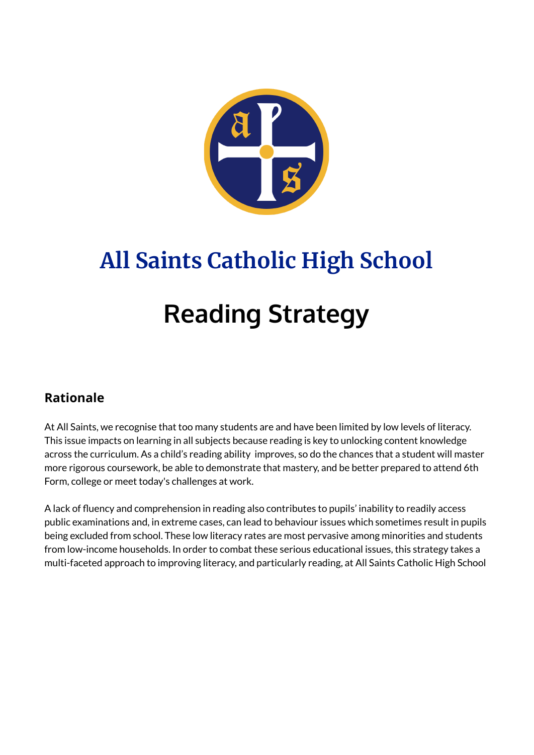# All Saints Catholic High School

# Reading Strategy

## Rationale

At All Saints, we recognise that too many students are and have been limited by low levels of literacy. This issue impacts on learning in all subjects because reading is key to unlocking content knowledge across the curriculum. As a child's reading ability improves, so do the chances that a student will master more rigorous coursework, be able to demonstrate that mastery, and be better prepared to attend 6th Form, college or meet today's challenges at work.

A lack of fluency and comprehension in reading also contributes to pupils' inability to readily access public examinations and, in extreme cases, can lead to behaviour issues which sometimes result in pupils being excluded from school. These low literacy rates are most pervasive among minorities and students from low-income households. In order to combat these serious educational issues, this strategy takes a multi-faceted approach to improving literacy, and particularly reading, at All Saints Catholic High School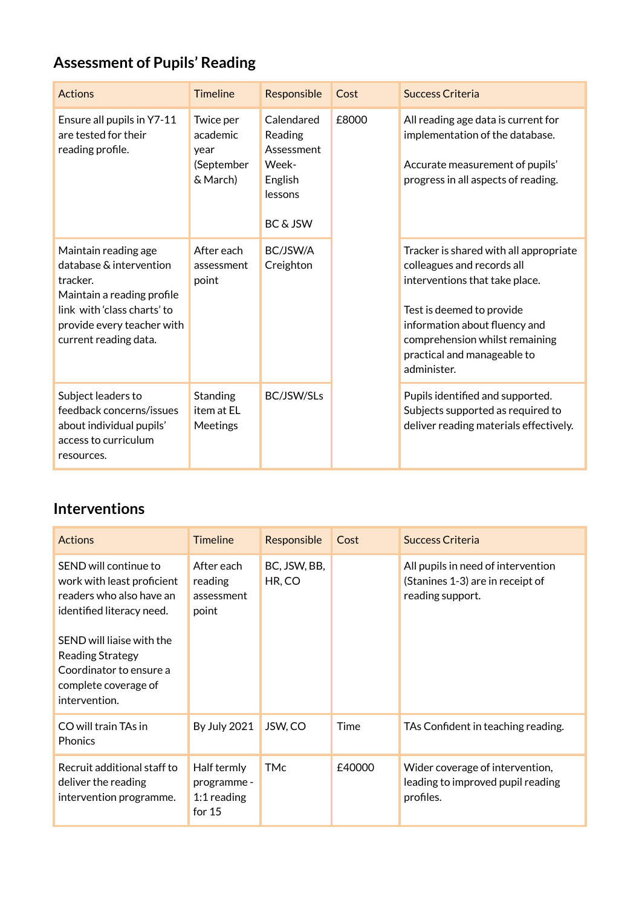## Assessment of Pupils' Reading

| Actions | Timeline | Responsible | Cost | Success Criteria |
|---|---|---|---|---|
| Ensure all pupils in Y7-11 are tested for their reading profile. | Twice per academic year (September & March) | Calendared Reading Assessment Week- English lessons<br><br>BC & JSW | £8000 | All reading age data is current for implementation of the database.<br><br>Accurate measurement of pupils' progress in all aspects of reading. |
| Maintain reading age database & intervention tracker.<br>Maintain a reading profile link with 'class charts' to provide every teacher with current reading data. | After each assessment point | BC/JSW/A Creighton | | Tracker is shared with all appropriate colleagues and records all interventions that take place.<br><br>Test is deemed to provide information about fluency and comprehension whilst remaining practical and manageable to administer. |
| Subject leaders to feedback concerns/issues about individual pupils' access to curriculum resources. | Standing item at EL Meetings | BC/JSW/SLs | | Pupils identified and supported. Subjects supported as required to deliver reading materials effectively. |

## Interventions

| Actions | Timeline | Responsible | Cost | Success Criteria |
|---|---|---|---|---|
| SEND will continue to work with least proficient readers who also have an identified literacy need.<br><br>SEND will liaise with the Reading Strategy Coordinator to ensure a complete coverage of intervention. | After each reading assessment point | BC, JSW, BB, HR, CO | | All pupils in need of intervention (Stanines 1-3) are in receipt of reading support. |
| CO will train TAs in Phonics | By July 2021 | JSW, CO | Time | TAs Confident in teaching reading. |
| Recruit additional staff to deliver the reading intervention programme. | Half termly programme - 1:1 reading for 15 | TMc | £40000 | Wider coverage of intervention, leading to improved pupil reading profiles. |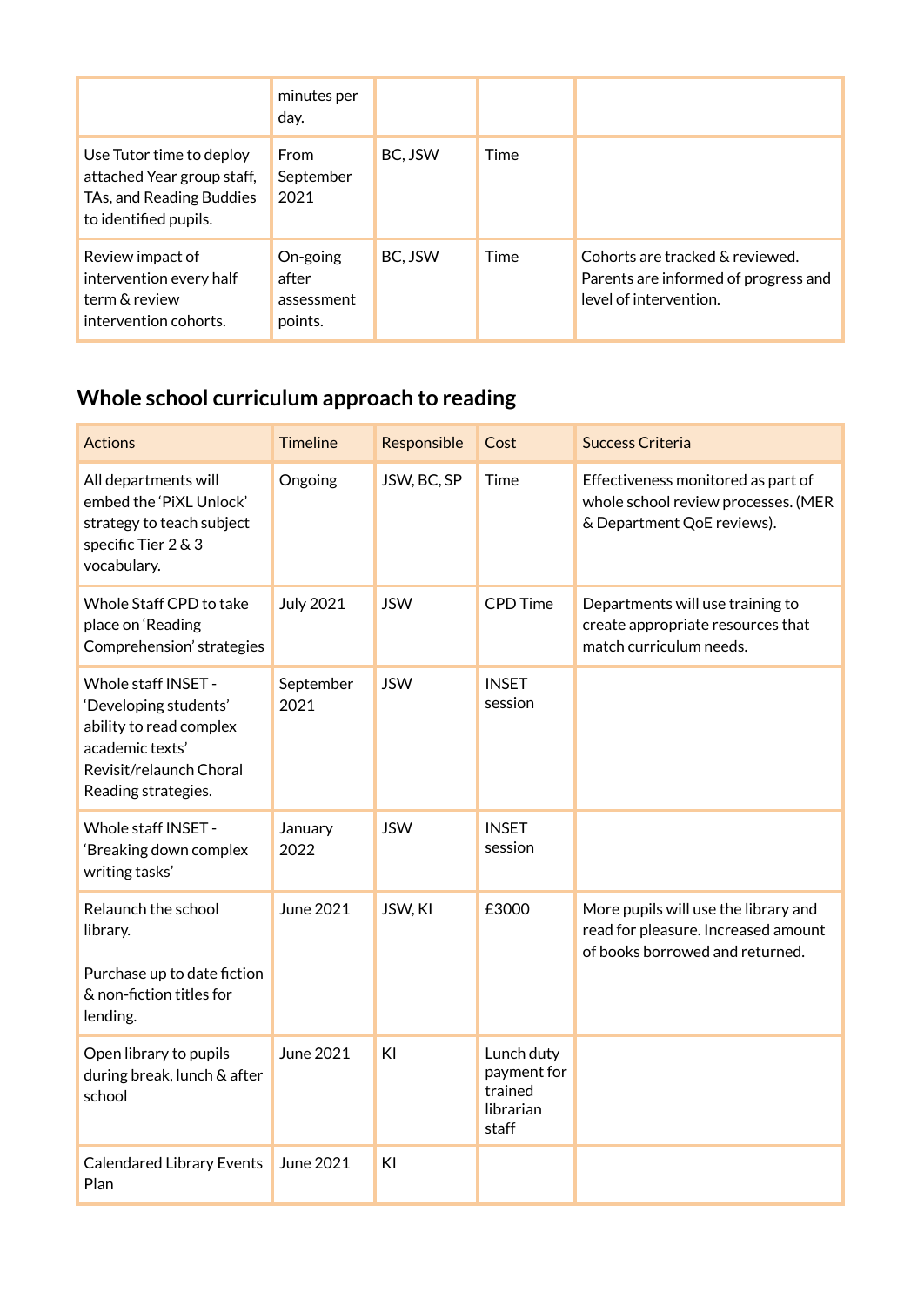|  | minutes per day. |  |  |  |
|---|---|---|---|---|
| Use Tutor time to deploy attached Year group staff, TAs, and Reading Buddies to identified pupils. | From September 2021 | BC, JSW | Time |  |
| Review impact of intervention every half term & review intervention cohorts. | On-going after assessment points. | BC, JSW | Time | Cohorts are tracked & reviewed. Parents are informed of progress and level of intervention. |

## Whole school curriculum approach to reading

| Actions | Timeline | Responsible | Cost | Success Criteria |
|---|---|---|---|---|
| All departments will embed the 'PiXL Unlock' strategy to teach subject specific Tier 2 & 3 vocabulary. | Ongoing | JSW, BC, SP | Time | Effectiveness monitored as part of whole school review processes. (MER & Department QoE reviews). |
| Whole Staff CPD to take place on 'Reading Comprehension' strategies | July 2021 | JSW | CPD Time | Departments will use training to create appropriate resources that match curriculum needs. |
| Whole staff INSET - 'Developing students' ability to read complex academic texts' Revisit/relaunch Choral Reading strategies. | September 2021 | JSW | INSET session |  |
| Whole staff INSET - 'Breaking down complex writing tasks' | January 2022 | JSW | INSET session |  |
| Relaunch the school library.<br><br>Purchase up to date fiction & non-fiction titles for lending. | June 2021 | JSW, KI | £3000 | More pupils will use the library and read for pleasure. Increased amount of books borrowed and returned. |
| Open library to pupils during break, lunch & after school | June 2021 | KI | Lunch duty payment for trained librarian staff |  |
| Calendared Library Events Plan | June 2021 | KI |  |  |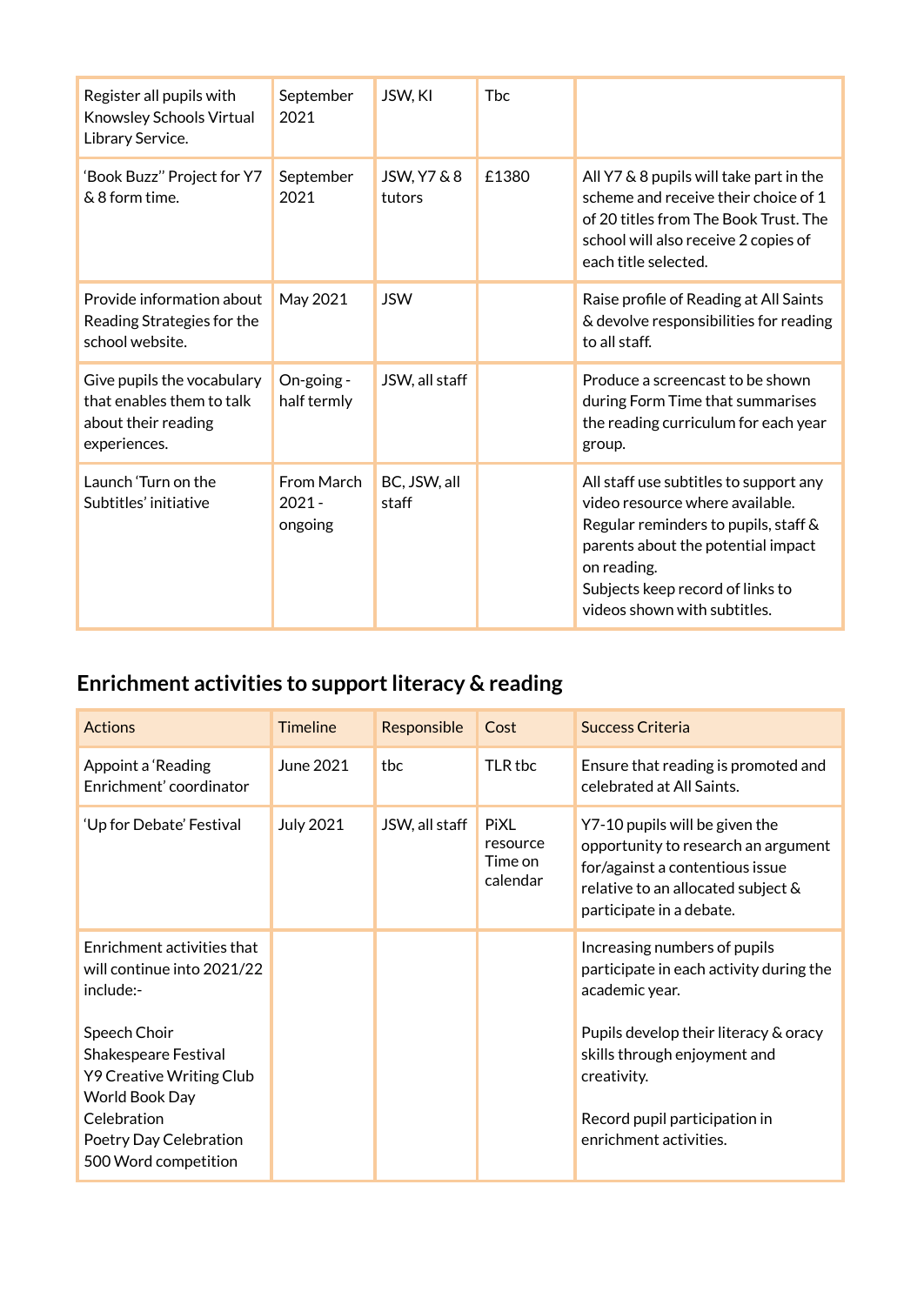| | | | | |
|---|---|---|---|---|
| Register all pupils with Knowsley Schools Virtual Library Service. | September 2021 | JSW, KI | Tbc | |
| 'Book Buzz'' Project for Y7 & 8 form time. | September 2021 | JSW, Y7 & 8 tutors | £1380 | All Y7 & 8 pupils will take part in the scheme and receive their choice of 1 of 20 titles from The Book Trust. The school will also receive 2 copies of each title selected. |
| Provide information about Reading Strategies for the school website. | May 2021 | JSW | | Raise profile of Reading at All Saints & devolve responsibilities for reading to all staff. |
| Give pupils the vocabulary that enables them to talk about their reading experiences. | On-going - half termly | JSW, all staff | | Produce a screencast to be shown during Form Time that summarises the reading curriculum for each year group. |
| Launch 'Turn on the Subtitles' initiative | From March 2021 - ongoing | BC, JSW, all staff | | All staff use subtitles to support any video resource where available.<br>Regular reminders to pupils, staff & parents about the potential impact on reading.<br>Subjects keep record of links to videos shown with subtitles. |

## Enrichment activities to support literacy & reading

| Actions | Timeline | Responsible | Cost | Success Criteria |
|---|---|---|---|---|
| Appoint a 'Reading Enrichment' coordinator | June 2021 | tbc | TLR tbc | Ensure that reading is promoted and celebrated at All Saints. |
| 'Up for Debate' Festival | July 2021 | JSW, all staff | PiXL resource Time on calendar | Y7-10 pupils will be given the opportunity to research an argument for/against a contentious issue relative to an allocated subject & participate in a debate. |
| Enrichment activities that will continue into 2021/22 include:-<br><br>Speech Choir<br>Shakespeare Festival<br>Y9 Creative Writing Club<br>World Book Day Celebration<br>Poetry Day Celebration<br>500 Word competition | | | | Increasing numbers of pupils participate in each activity during the academic year.<br><br>Pupils develop their literacy & oracy skills through enjoyment and creativity.<br><br>Record pupil participation in enrichment activities. |